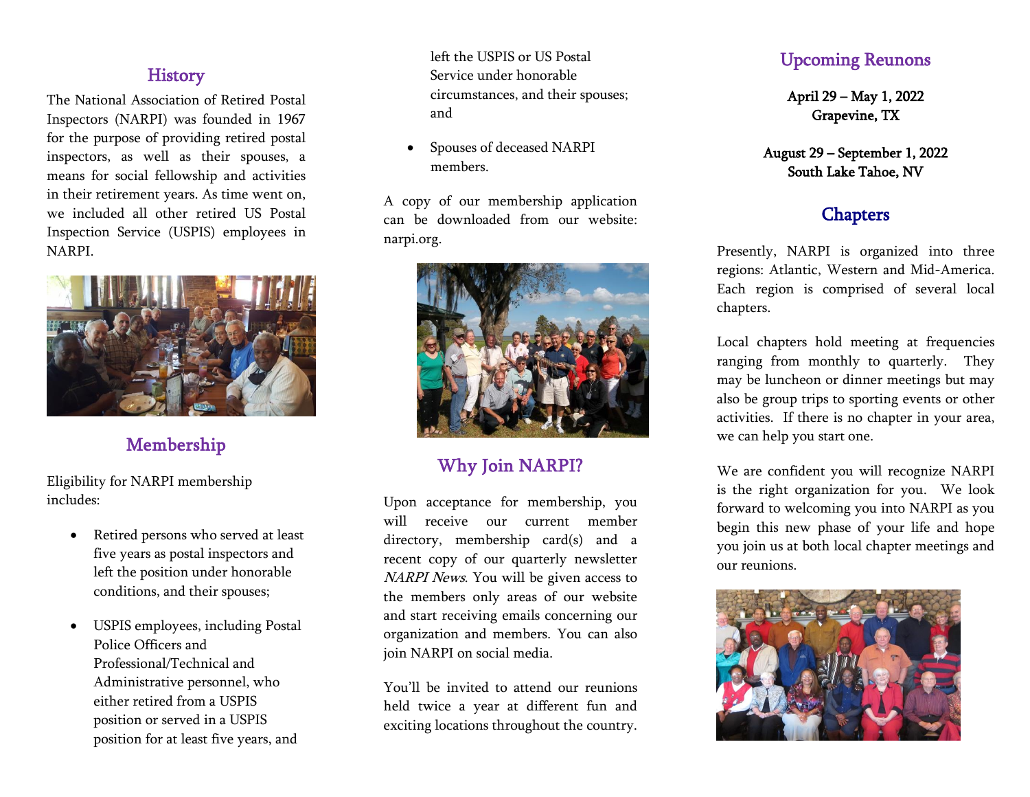## History

The National Association of Retired Postal Inspectors (NARPI) was founded in 1967 for the purpose of providing retired postal inspectors, as well as their spouses, a means for social fellowship and activities in their retirement years. As time went on, we included all other retired US Postal Inspection Service (USPIS) employees in NARPI.

## Membership

Eligibility for NARPI membership includes:

- Retired persons who served at least five years as postal inspectors and left the position under honorable conditions, and their spouses;
- USPIS employees, including Postal Police Officers and Professional/Technical and Administrative personnel, who either retired from a USPIS position or served in a USPIS position for at least five years, and left the USPIS or US Postal Service under honorable circumstances, and their spouses; and
- Spouses of deceased NARPI members.

A copy of our membership application can be downloaded from our website: narpi.org.

## Why Join NARPI?

Upon acceptance for membership, you will receive our current member directory, membership card(s) and a recent copy of our quarterly newsletter *NARPI News*. You will be given access to the members only areas of our website and start receiving emails concerning our organization and members. You can also join NARPI on social media.

You'll be invited to attend our reunions held twice a year at different fun and exciting locations throughout the country.

## Upcoming Reunons

**April 29 – May 1, 2022**
**Grapevine, TX**

**August 29 – September 1, 2022**
**South Lake Tahoe, NV**

## Chapters

Presently, NARPI is organized into three regions: Atlantic, Western and Mid-America. Each region is comprised of several local chapters.

Local chapters hold meeting at frequencies ranging from monthly to quarterly. They may be luncheon or dinner meetings but may also be group trips to sporting events or other activities. If there is no chapter in your area, we can help you start one.

We are confident you will recognize NARPI is the right organization for you. We look forward to welcoming you into NARPI as you begin this new phase of your life and hope you join us at both local chapter meetings and our reunions.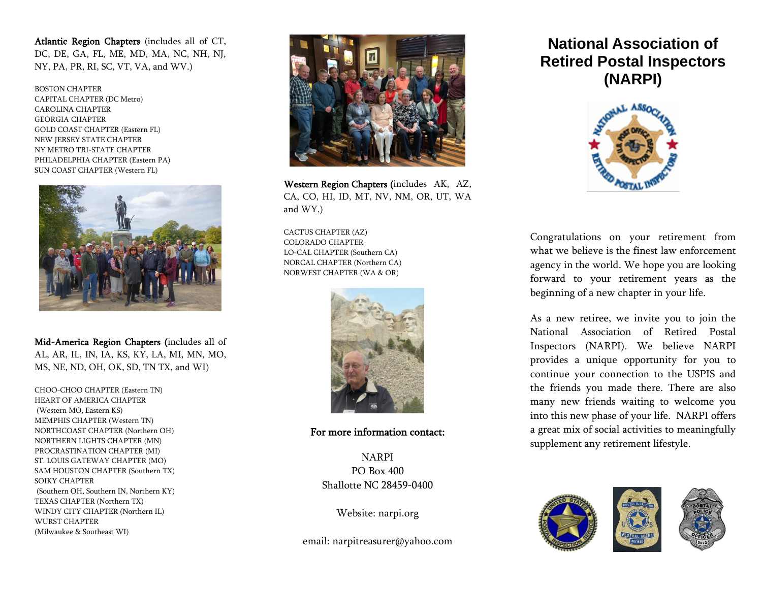**Atlantic Region Chapters** (includes all of CT, DC, DE, GA, FL, ME, MD, MA, NC, NH, NJ, NY, PA, PR, RI, SC, VT, VA, and WV.)

BOSTON CHAPTER
CAPITAL CHAPTER (DC Metro)
CAROLINA CHAPTER
GEORGIA CHAPTER
GOLD COAST CHAPTER (Eastern FL)
NEW JERSEY STATE CHAPTER
NY METRO TRI-STATE CHAPTER
PHILADELPHIA CHAPTER (Eastern PA)
SUN COAST CHAPTER (Western FL)

**Mid-America Region Chapters** (includes all of AL, AR, IL, IN, IA, KS, KY, LA, MI, MN, MO, MS, NE, ND, OH, OK, SD, TN TX, and WI)

CHOO-CHOO CHAPTER (Eastern TN)
HEART OF AMERICA CHAPTER (Western MO, Eastern KS)
MEMPHIS CHAPTER (Western TN)
NORTHCOAST CHAPTER (Northern OH)
NORTHERN LIGHTS CHAPTER (MN)
PROCRASTINATION CHAPTER (MI)
ST. LOUIS GATEWAY CHAPTER (MO)
SAM HOUSTON CHAPTER (Southern TX)
SOIKY CHAPTER (Southern OH, Southern IN, Northern KY)
TEXAS CHAPTER (Northern TX)
WINDY CITY CHAPTER (Northern IL)
WURST CHAPTER (Milwaukee & Southeast WI)

**Western Region Chapters** (includes AK, AZ, CA, CO, HI, ID, MT, NV, NM, OR, UT, WA and WY.)

CACTUS CHAPTER (AZ)
COLORADO CHAPTER
LO-CAL CHAPTER (Southern CA)
NORCAL CHAPTER (Northern CA)
NORWEST CHAPTER (WA & OR)

**For more information contact:**

NARPI
PO Box 400
Shallotte NC 28459-0400

Website: narpi.org

email: narpitreasurer@yahoo.com

# National Association of Retired Postal Inspectors (NARPI)

Congratulations on your retirement from what we believe is the finest law enforcement agency in the world. We hope you are looking forward to your retirement years as the beginning of a new chapter in your life.

As a new retiree, we invite you to join the National Association of Retired Postal Inspectors (NARPI). We believe NARPI provides a unique opportunity for you to continue your connection to the USPIS and the friends you made there. There are also many new friends waiting to welcome you into this new phase of your life. NARPI offers a great mix of social activities to meaningfully supplement any retirement lifestyle.